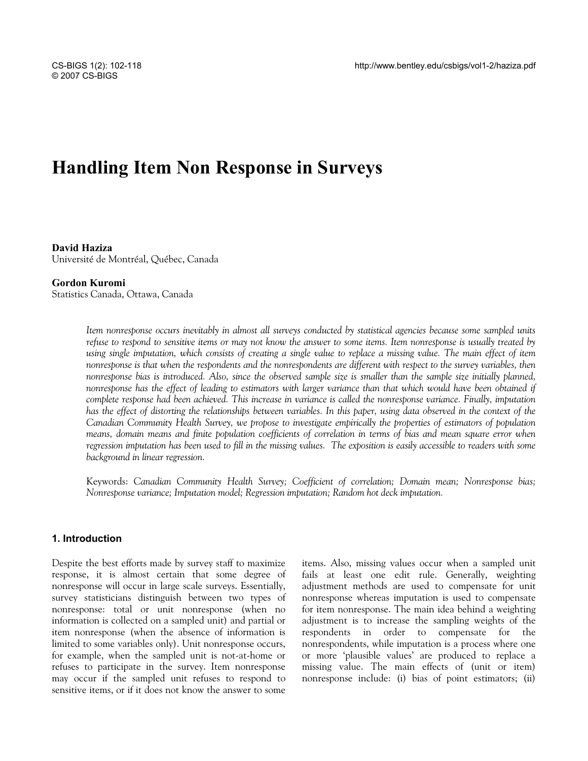# Handling Item Non Response in Surveys

**David Haziza**
Université de Montréal, Québec, Canada

**Gordon Kuromi**
Statistics Canada, Ottawa, Canada

*Item nonresponse occurs inevitably in almost all surveys conducted by statistical agencies because some sampled units refuse to respond to sensitive items or may not know the answer to some items. Item nonresponse is usually treated by using single imputation, which consists of creating a single value to replace a missing value. The main effect of item nonresponse is that when the respondents and the nonrespondents are different with respect to the survey variables, then nonresponse bias is introduced. Also, since the observed sample size is smaller than the sample size initially planned, nonresponse has the effect of leading to estimators with larger variance than that which would have been obtained if complete response had been achieved. This increase in variance is called the nonresponse variance. Finally, imputation has the effect of distorting the relationships between variables. In this paper, using data observed in the context of the Canadian Community Health Survey, we propose to investigate empirically the properties of estimators of population means, domain means and finite population coefficients of correlation in terms of bias and mean square error when regression imputation has been used to fill in the missing values. The exposition is easily accessible to readers with some background in linear regression.*

Keywords: *Canadian Community Health Survey; Coefficient of correlation; Domain mean; Nonresponse bias; Nonresponse variance; Imputation model; Regression imputation; Random hot deck imputation.*

## 1. Introduction

Despite the best efforts made by survey staff to maximize response, it is almost certain that some degree of nonresponse will occur in large scale surveys. Essentially, survey statisticians distinguish between two types of nonresponse: total or unit nonresponse (when no information is collected on a sampled unit) and partial or item nonresponse (when the absence of information is limited to some variables only). Unit nonresponse occurs, for example, when the sampled unit is not-at-home or refuses to participate in the survey. Item nonresponse may occur if the sampled unit refuses to respond to sensitive items, or if it does not know the answer to some items. Also, missing values occur when a sampled unit fails at least one edit rule. Generally, weighting adjustment methods are used to compensate for unit nonresponse whereas imputation is used to compensate for item nonresponse. The main idea behind a weighting adjustment is to increase the sampling weights of the respondents in order to compensate for the nonrespondents, while imputation is a process where one or more 'plausible values' are produced to replace a missing value. The main effects of (unit or item) nonresponse include: (i) bias of point estimators; (ii)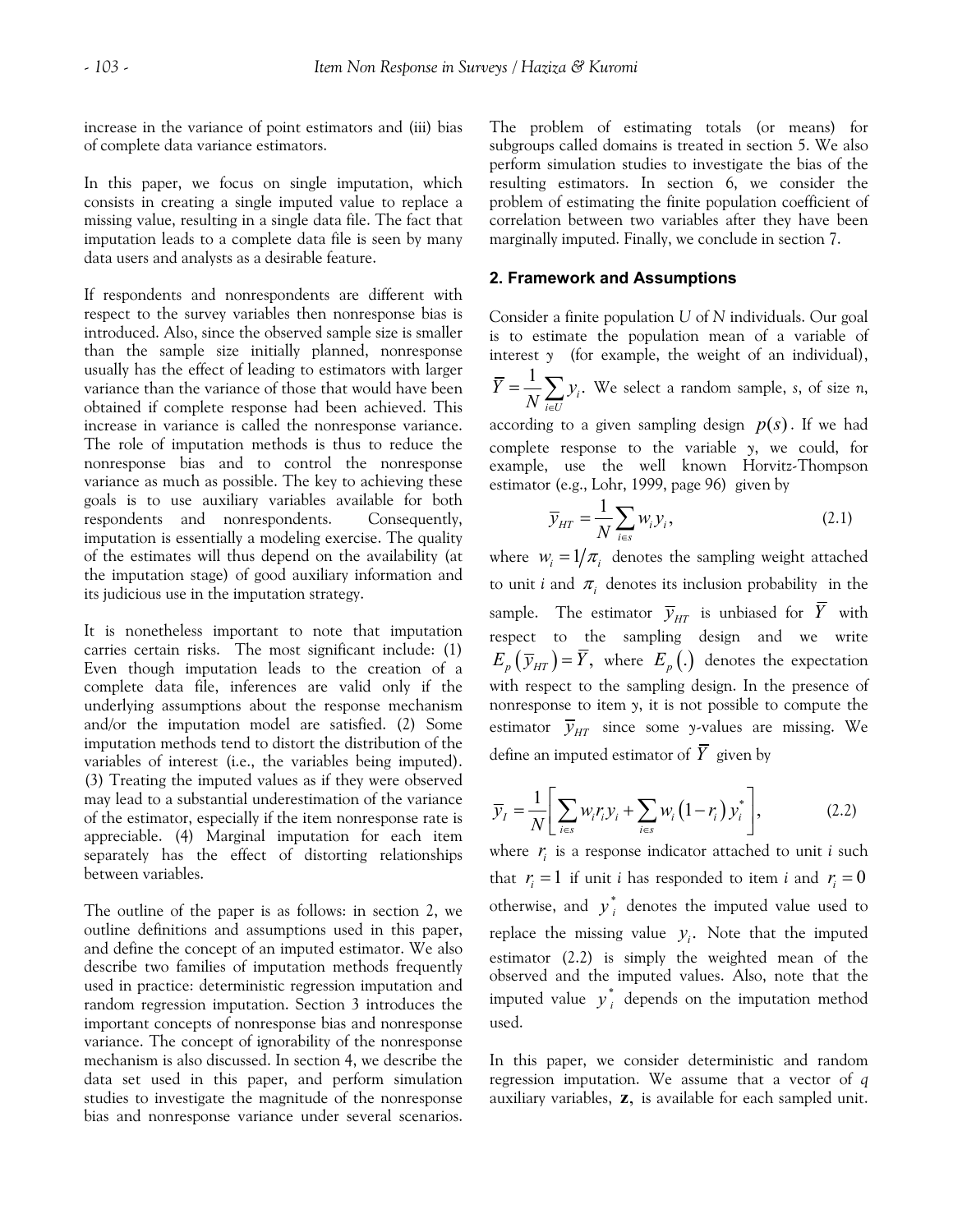increase in the variance of point estimators and (iii) bias of complete data variance estimators.

In this paper, we focus on single imputation, which consists in creating a single imputed value to replace a missing value, resulting in a single data file. The fact that imputation leads to a complete data file is seen by many data users and analysts as a desirable feature.

If respondents and nonrespondents are different with respect to the survey variables then nonresponse bias is introduced. Also, since the observed sample size is smaller than the sample size initially planned, nonresponse usually has the effect of leading to estimators with larger variance than the variance of those that would have been obtained if complete response had been achieved. This increase in variance is called the nonresponse variance. The role of imputation methods is thus to reduce the nonresponse bias and to control the nonresponse variance as much as possible. The key to achieving these goals is to use auxiliary variables available for both respondents and nonrespondents. Consequently, imputation is essentially a modeling exercise. The quality of the estimates will thus depend on the availability (at the imputation stage) of good auxiliary information and its judicious use in the imputation strategy.

It is nonetheless important to note that imputation carries certain risks. The most significant include: (1) Even though imputation leads to the creation of a complete data file, inferences are valid only if the underlying assumptions about the response mechanism and/or the imputation model are satisfied. (2) Some imputation methods tend to distort the distribution of the variables of interest (i.e., the variables being imputed). (3) Treating the imputed values as if they were observed may lead to a substantial underestimation of the variance of the estimator, especially if the item nonresponse rate is appreciable. (4) Marginal imputation for each item separately has the effect of distorting relationships between variables.

The outline of the paper is as follows: in section 2, we outline definitions and assumptions used in this paper, and define the concept of an imputed estimator. We also describe two families of imputation methods frequently used in practice: deterministic regression imputation and random regression imputation. Section 3 introduces the important concepts of nonresponse bias and nonresponse variance. The concept of ignorability of the nonresponse mechanism is also discussed. In section 4, we describe the data set used in this paper, and perform simulation studies to investigate the magnitude of the nonresponse bias and nonresponse variance under several scenarios. The problem of estimating totals (or means) for subgroups called domains is treated in section 5. We also perform simulation studies to investigate the bias of the resulting estimators. In section 6, we consider the problem of estimating the finite population coefficient of correlation between two variables after they have been marginally imputed. Finally, we conclude in section 7.

## 2. Framework and Assumptions

Consider a finite population $U$ of $N$ individuals. Our goal is to estimate the population mean of a variable of interest $y$ (for example, the weight of an individual), $\bar{Y} = \frac{1}{N}\sum_{i \in U} y_i$. We select a random sample, $s$, of size $n$, according to a given sampling design $p(s)$. If we had complete response to the variable $y$, we could, for example, use the well known Horvitz-Thompson estimator (e.g., Lohr, 1999, page 96) given by

$$\bar{y}_{HT} = \frac{1}{N}\sum_{i \in s} w_i y_i, \qquad (2.1)$$

where $w_i = 1/\pi_i$ denotes the sampling weight attached to unit $i$ and $\pi_i$ denotes its inclusion probability in the sample. The estimator $\bar{y}_{HT}$ is unbiased for $\bar{Y}$ with respect to the sampling design and we write $E_p(\bar{y}_{HT}) = \bar{Y}$, where $E_p(.)$ denotes the expectation with respect to the sampling design. In the presence of nonresponse to item $y$, it is not possible to compute the estimator $\bar{y}_{HT}$ since some $y$-values are missing. We define an imputed estimator of $\bar{Y}$ given by

$$\bar{y}_I = \frac{1}{N}\left[\sum_{i \in s} w_i r_i y_i + \sum_{i \in s} w_i (1 - r_i) y_i^*\right], \qquad (2.2)$$

where $r_i$ is a response indicator attached to unit $i$ such that $r_i = 1$ if unit $i$ has responded to item $i$ and $r_i = 0$ otherwise, and $y_i^*$ denotes the imputed value used to replace the missing value $y_i$. Note that the imputed estimator (2.2) is simply the weighted mean of the observed and the imputed values. Also, note that the imputed value $y_i^*$ depends on the imputation method used.

In this paper, we consider deterministic and random regression imputation. We assume that a vector of $q$ auxiliary variables, $\mathbf{z}$, is available for each sampled unit.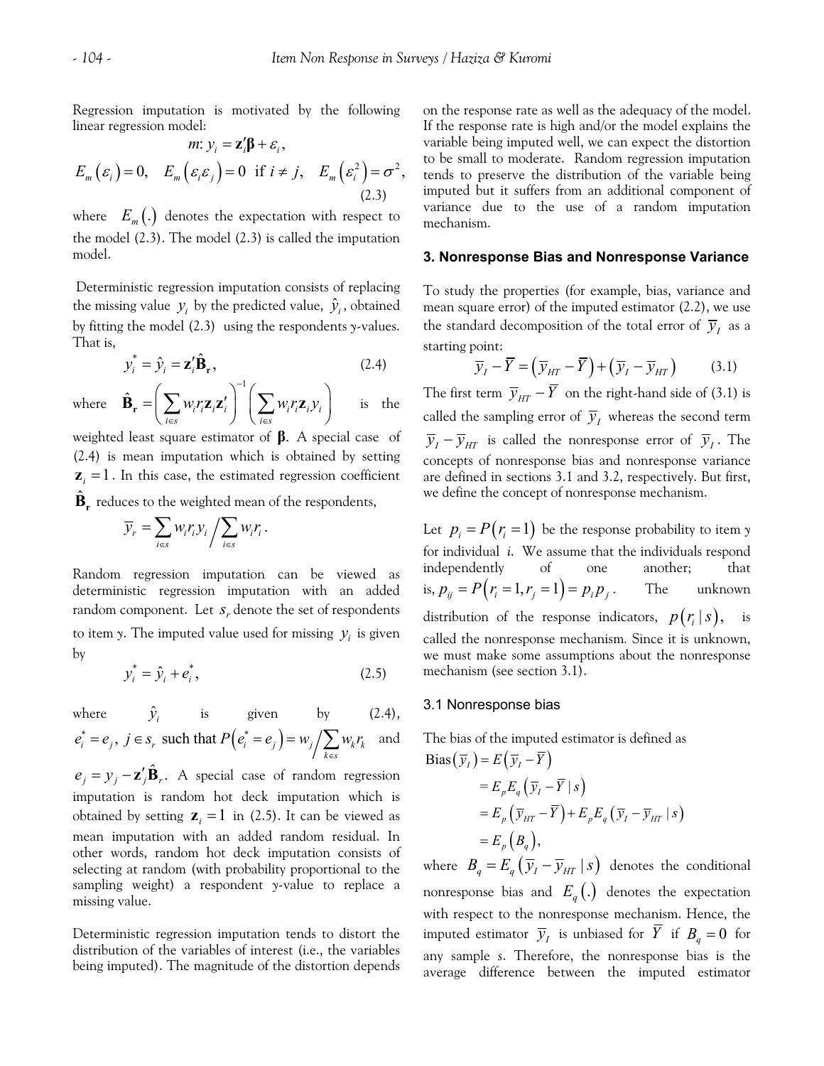Regression imputation is motivated by the following linear regression model:

$$m\text{: } y_i = \mathbf{z}_i'\boldsymbol{\beta} + \varepsilon_i,$$

$$E_m(\varepsilon_i) = 0, \quad E_m(\varepsilon_i \varepsilon_j) = 0 \text{ if } i \neq j, \quad E_m(\varepsilon_i^2) = \sigma^2, \tag{2.3}$$

where $E_m(.)$ denotes the expectation with respect to the model (2.3). The model (2.3) is called the imputation model.

Deterministic regression imputation consists of replacing the missing value $y_i$ by the predicted value, $\hat{y}_i$, obtained by fitting the model (2.3) using the respondents y-values. That is,

$$y_i^* = \hat{y}_i = \mathbf{z}_i'\hat{\mathbf{B}}_\mathbf{r}, \tag{2.4}$$

where $\hat{\mathbf{B}}_\mathbf{r} = \left(\sum_{i \in s} w_i r_i \mathbf{z}_i \mathbf{z}_i'\right)^{-1} \left(\sum_{i \in s} w_i r_i \mathbf{z}_i y_i\right)$ is the weighted least square estimator of $\boldsymbol{\beta}$. A special case of (2.4) is mean imputation which is obtained by setting $\mathbf{z}_i = 1$. In this case, the estimated regression coefficient $\hat{\mathbf{B}}_\mathbf{r}$ reduces to the weighted mean of the respondents,

$$\bar{y}_r = \sum_{i \in s} w_i r_i y_i \Big/ \sum_{i \in s} w_i r_i .$$

Random regression imputation can be viewed as deterministic regression imputation with an added random component. Let $s_r$ denote the set of respondents to item y. The imputed value used for missing $y_i$ is given by

$$y_i^* = \hat{y}_i + e_i^*, \tag{2.5}$$

where $\hat{y}_i$ is given by (2.4), $e_i^* = e_j,\ j \in s_r$ such that $P(e_i^* = e_j) = w_j \Big/ \sum_{k \in s} w_k r_k$ and $e_j = y_j - \mathbf{z}_j'\hat{\mathbf{B}}_r$. A special case of random regression imputation is random hot deck imputation which is obtained by setting $\mathbf{z}_i = 1$ in (2.5). It can be viewed as mean imputation with an added random residual. In other words, random hot deck imputation consists of selecting at random (with probability proportional to the sampling weight) a respondent y-value to replace a missing value.

Deterministic regression imputation tends to distort the distribution of the variables of interest (i.e., the variables being imputed). The magnitude of the distortion depends on the response rate as well as the adequacy of the model. If the response rate is high and/or the model explains the variable being imputed well, we can expect the distortion to be small to moderate. Random regression imputation tends to preserve the distribution of the variable being imputed but it suffers from an additional component of variance due to the use of a random imputation mechanism.

## 3. Nonresponse Bias and Nonresponse Variance

To study the properties (for example, bias, variance and mean square error) of the imputed estimator (2.2), we use the standard decomposition of the total error of $\bar{y}_I$ as a starting point:

$$\bar{y}_I - \bar{Y} = (\bar{y}_{HT} - \bar{Y}) + (\bar{y}_I - \bar{y}_{HT}) \tag{3.1}$$

The first term $\bar{y}_{HT} - \bar{Y}$ on the right-hand side of (3.1) is called the sampling error of $\bar{y}_I$ whereas the second term $\bar{y}_I - \bar{y}_{HT}$ is called the nonresponse error of $\bar{y}_I$. The concepts of nonresponse bias and nonresponse variance are defined in sections 3.1 and 3.2, respectively. But first, we define the concept of nonresponse mechanism.

Let $p_i = P(r_i = 1)$ be the response probability to item y for individual *i*. We assume that the individuals respond independently of one another; that is, $p_{ij} = P(r_i = 1, r_j = 1) = p_i p_j$. The unknown distribution of the response indicators, $p(r_i \mid s)$, is called the nonresponse mechanism. Since it is unknown, we must make some assumptions about the nonresponse mechanism (see section 3.1).

### 3.1 Nonresponse bias

The bias of the imputed estimator is defined as

$$\begin{aligned}
\text{Bias}(\bar{y}_I) &= E(\bar{y}_I - \bar{Y}) \\
&= E_p E_q(\bar{y}_I - \bar{Y} \mid s) \\
&= E_p(\bar{y}_{HT} - \bar{Y}) + E_p E_q(\bar{y}_I - \bar{y}_{HT} \mid s) \\
&= E_p(B_q),
\end{aligned}$$

where $B_q = E_q(\bar{y}_I - \bar{y}_{HT} \mid s)$ denotes the conditional nonresponse bias and $E_q(.)$ denotes the expectation with respect to the nonresponse mechanism. Hence, the imputed estimator $\bar{y}_I$ is unbiased for $\bar{Y}$ if $B_q = 0$ for any sample *s*. Therefore, the nonresponse bias is the average difference between the imputed estimator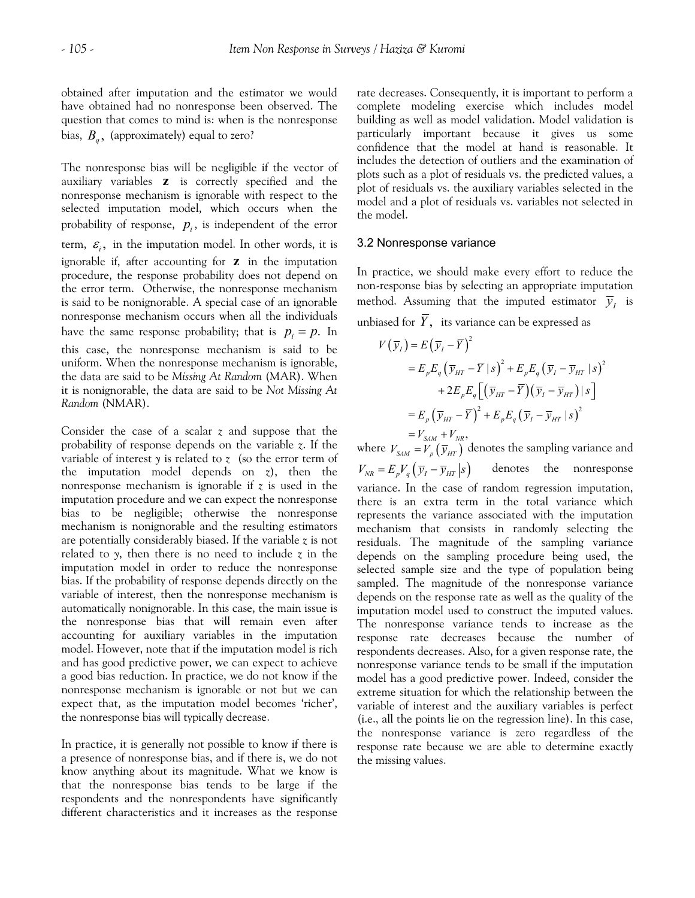obtained after imputation and the estimator we would have obtained had no nonresponse been observed. The question that comes to mind is: when is the nonresponse bias, $B_q$, (approximately) equal to zero?

The nonresponse bias will be negligible if the vector of auxiliary variables $\mathbf{z}$ is correctly specified and the nonresponse mechanism is ignorable with respect to the selected imputation model, which occurs when the probability of response, $p_i$, is independent of the error term, $\varepsilon_i$, in the imputation model. In other words, it is ignorable if, after accounting for $\mathbf{z}$ in the imputation procedure, the response probability does not depend on the error term. Otherwise, the nonresponse mechanism is said to be nonignorable. A special case of an ignorable nonresponse mechanism occurs when all the individuals have the same response probability; that is $p_i = p$. In this case, the nonresponse mechanism is said to be uniform. When the nonresponse mechanism is ignorable, the data are said to be *Missing At Random* (MAR). When it is nonignorable, the data are said to be *Not Missing At Random* (NMAR).

Consider the case of a scalar $z$ and suppose that the probability of response depends on the variable $z$. If the variable of interest $y$ is related to $z$ (so the error term of the imputation model depends on $z$), then the nonresponse mechanism is ignorable if $z$ is used in the imputation procedure and we can expect the nonresponse bias to be negligible; otherwise the nonresponse mechanism is nonignorable and the resulting estimators are potentially considerably biased. If the variable $z$ is not related to $y$, then there is no need to include $z$ in the imputation model in order to reduce the nonresponse bias. If the probability of response depends directly on the variable of interest, then the nonresponse mechanism is automatically nonignorable. In this case, the main issue is the nonresponse bias that will remain even after accounting for auxiliary variables in the imputation model. However, note that if the imputation model is rich and has good predictive power, we can expect to achieve a good bias reduction. In practice, we do not know if the nonresponse mechanism is ignorable or not but we can expect that, as the imputation model becomes 'richer', the nonresponse bias will typically decrease.

In practice, it is generally not possible to know if there is a presence of nonresponse bias, and if there is, we do not know anything about its magnitude. What we know is that the nonresponse bias tends to be large if the respondents and the nonrespondents have significantly different characteristics and it increases as the response rate decreases. Consequently, it is important to perform a complete modeling exercise which includes model building as well as model validation. Model validation is particularly important because it gives us some confidence that the model at hand is reasonable. It includes the detection of outliers and the examination of plots such as a plot of residuals vs. the predicted values, a plot of residuals vs. the auxiliary variables selected in the model and a plot of residuals vs. variables not selected in the model.

### 3.2 Nonresponse variance

In practice, we should make every effort to reduce the non-response bias by selecting an appropriate imputation method. Assuming that the imputed estimator $\bar{y}_I$ is unbiased for $\bar{Y}$, its variance can be expressed as

$$
\begin{aligned}
V\left(\bar{y}_I\right) &= E\left(\bar{y}_I - \bar{Y}\right)^2 \\
&= E_p E_q\left(\bar{y}_{HT} - \bar{Y} \mid s\right)^2 + E_p E_q\left(\bar{y}_I - \bar{y}_{HT} \mid s\right)^2 \\
&\quad + 2E_p E_q\left[\left(\bar{y}_{HT} - \bar{Y}\right)\left(\bar{y}_I - \bar{y}_{HT}\right) \mid s\right] \\
&= E_p\left(\bar{y}_{HT} - \bar{Y}\right)^2 + E_p E_q\left(\bar{y}_I - \bar{y}_{HT} \mid s\right)^2 \\
&= V_{SAM} + V_{NR},
\end{aligned}
$$

where $V_{SAM} = V_p\left(\bar{y}_{HT}\right)$ denotes the sampling variance and $V_{NR} = E_p V_q\left(\bar{y}_I - \bar{y}_{HT} \middle| s\right)$ denotes the nonresponse variance. In the case of random regression imputation, there is an extra term in the total variance which represents the variance associated with the imputation mechanism that consists in randomly selecting the residuals. The magnitude of the sampling variance depends on the sampling procedure being used, the selected sample size and the type of population being sampled. The magnitude of the nonresponse variance depends on the response rate as well as the quality of the imputation model used to construct the imputed values. The nonresponse variance tends to increase as the response rate decreases because the number of respondents decreases. Also, for a given response rate, the nonresponse variance tends to be small if the imputation model has a good predictive power. Indeed, consider the extreme situation for which the relationship between the variable of interest and the auxiliary variables is perfect (i.e., all the points lie on the regression line). In this case, the nonresponse variance is zero regardless of the response rate because we are able to determine exactly the missing values.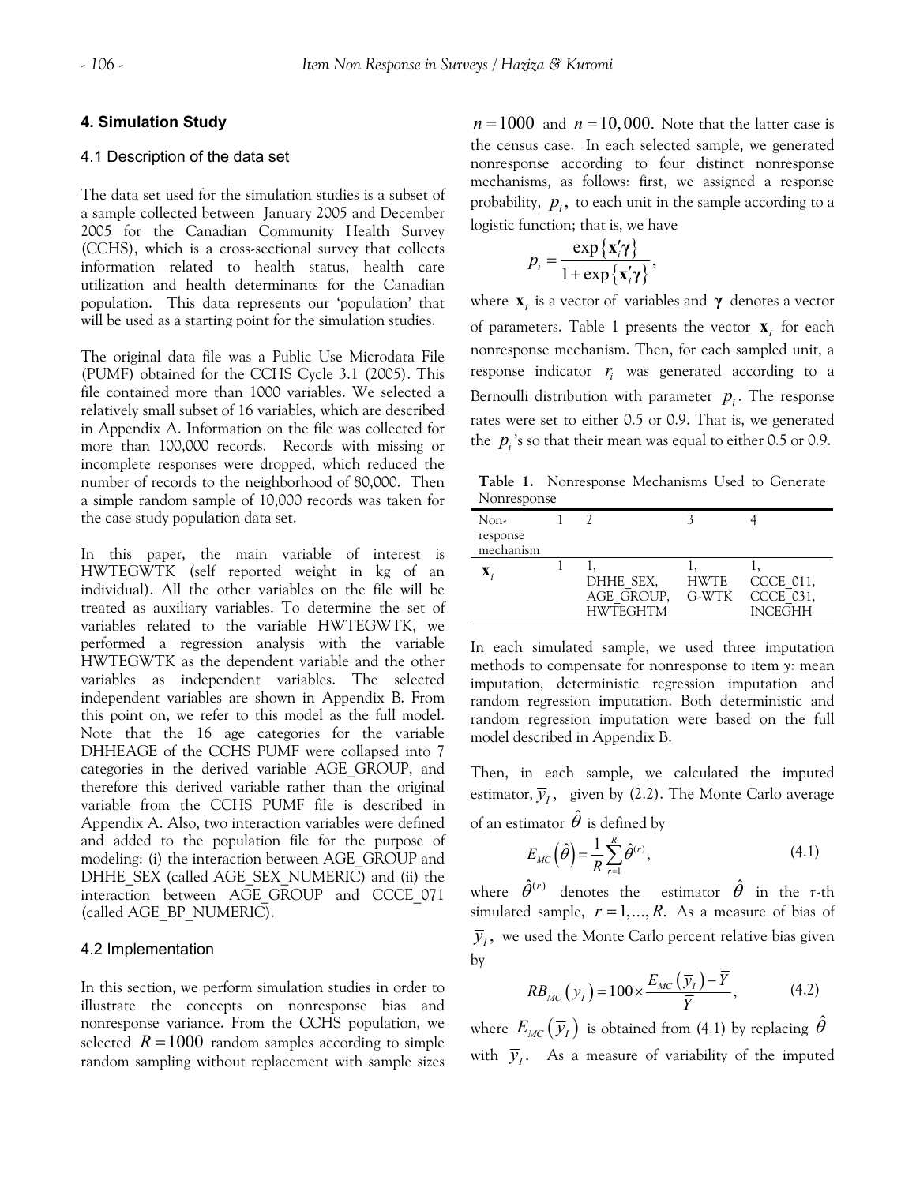## 4. Simulation Study

### 4.1 Description of the data set

The data set used for the simulation studies is a subset of a sample collected between January 2005 and December 2005 for the Canadian Community Health Survey (CCHS), which is a cross-sectional survey that collects information related to health status, health care utilization and health determinants for the Canadian population. This data represents our 'population' that will be used as a starting point for the simulation studies.

The original data file was a Public Use Microdata File (PUMF) obtained for the CCHS Cycle 3.1 (2005). This file contained more than 1000 variables. We selected a relatively small subset of 16 variables, which are described in Appendix A. Information on the file was collected for more than 100,000 records. Records with missing or incomplete responses were dropped, which reduced the number of records to the neighborhood of 80,000. Then a simple random sample of 10,000 records was taken for the case study population data set.

In this paper, the main variable of interest is HWTEGWTK (self reported weight in kg of an individual). All the other variables on the file will be treated as auxiliary variables. To determine the set of variables related to the variable HWTEGWTK, we performed a regression analysis with the variable HWTEGWTK as the dependent variable and the other variables as independent variables. The selected independent variables are shown in Appendix B. From this point on, we refer to this model as the full model. Note that the 16 age categories for the variable DHHEAGE of the CCHS PUMF were collapsed into 7 categories in the derived variable AGE_GROUP, and therefore this derived variable rather than the original variable from the CCHS PUMF file is described in Appendix A. Also, two interaction variables were defined and added to the population file for the purpose of modeling: (i) the interaction between AGE_GROUP and DHHE_SEX (called AGE_SEX_NUMERIC) and (ii) the interaction between AGE_GROUP and CCCE_071 (called AGE_BP_NUMERIC).

### 4.2 Implementation

In this section, we perform simulation studies in order to illustrate the concepts on nonresponse bias and nonresponse variance. From the CCHS population, we selected $R = 1000$ random samples according to simple random sampling without replacement with sample sizes $n = 1000$ and $n = 10,000$. Note that the latter case is the census case. In each selected sample, we generated nonresponse according to four distinct nonresponse mechanisms, as follows: first, we assigned a response probability, $p_i$, to each unit in the sample according to a logistic function; that is, we have

$$p_i = \frac{\exp\{\mathbf{x}_i'\boldsymbol{\gamma}\}}{1+\exp\{\mathbf{x}_i'\boldsymbol{\gamma}\}},$$

where $\mathbf{x}_i$ is a vector of variables and $\boldsymbol{\gamma}$ denotes a vector of parameters. Table 1 presents the vector $\mathbf{x}_i$ for each nonresponse mechanism. Then, for each sampled unit, a response indicator $r_i$ was generated according to a Bernoulli distribution with parameter $p_i$. The response rates were set to either 0.5 or 0.9. That is, we generated the $p_i$'s so that their mean was equal to either 0.5 or 0.9.

**Table 1.** Nonresponse Mechanisms Used to Generate Nonresponse

| Non-response mechanism | 1 | 2 | 3 | 4 |
|---|---|---|---|---|
| $\mathbf{x}_i$ | 1 | 1, DHHE_SEX, AGE_GROUP, HWTEGHTM | 1, HWTEG-WTK | 1, CCCE_011, CCCE_031, INCEGHH |

In each simulated sample, we used three imputation methods to compensate for nonresponse to item y: mean imputation, deterministic regression imputation and random regression imputation. Both deterministic and random regression imputation were based on the full model described in Appendix B.

Then, in each sample, we calculated the imputed estimator, $\bar{y}_I$, given by (2.2). The Monte Carlo average of an estimator $\hat{\theta}$ is defined by

$$E_{MC}\left(\hat{\theta}\right) = \frac{1}{R}\sum_{r=1}^{R}\hat{\theta}^{(r)}, \tag{4.1}$$

where $\hat{\theta}^{(r)}$ denotes the estimator $\hat{\theta}$ in the *r*-th simulated sample, $r = 1,\ldots,R$. As a measure of bias of $\bar{y}_I$, we used the Monte Carlo percent relative bias given by

$$RB_{MC}\left(\bar{y}_I\right) = 100 \times \frac{E_{MC}\left(\bar{y}_I\right) - \bar{Y}}{\bar{Y}}, \tag{4.2}$$

where $E_{MC}\left(\bar{y}_I\right)$ is obtained from (4.1) by replacing $\hat{\theta}$ with $\bar{y}_I$. As a measure of variability of the imputed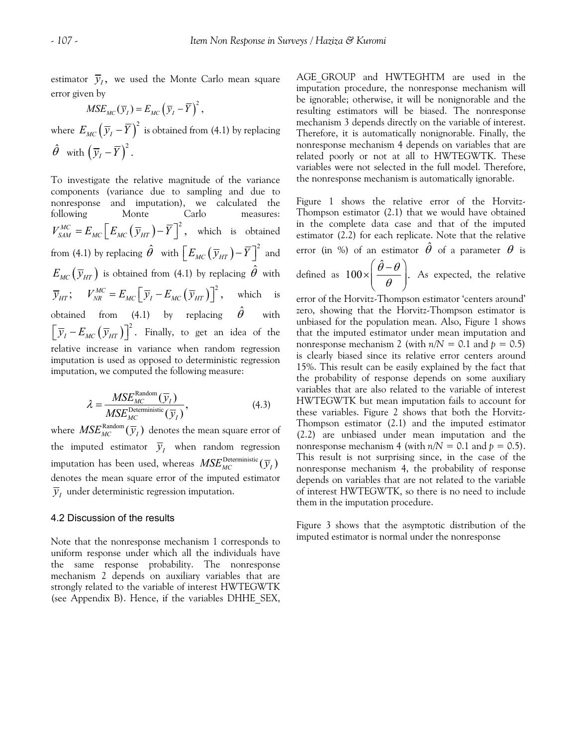estimator $\bar{y}_I$, we used the Monte Carlo mean square error given by

$$MSE_{MC}(\bar{y}_I) = E_{MC}\left(\bar{y}_I - \bar{Y}\right)^2,$$

where $E_{MC}\left(\bar{y}_I - \bar{Y}\right)^2$ is obtained from (4.1) by replacing $\hat{\theta}$ with $\left(\bar{y}_I - \bar{Y}\right)^2$.

To investigate the relative magnitude of the variance components (variance due to sampling and due to nonresponse and imputation), we calculated the following Monte Carlo measures: $V_{SAM}^{MC} = E_{MC}\left[E_{MC}\left(\bar{y}_{HT}\right) - \bar{Y}\right]^2$, which is obtained from (4.1) by replacing $\hat{\theta}$ with $\left[E_{MC}\left(\bar{y}_{HT}\right) - \bar{Y}\right]^2$ and $E_{MC}\left(\bar{y}_{HT}\right)$ is obtained from (4.1) by replacing $\hat{\theta}$ with $\bar{y}_{HT}$; $V_{NR}^{MC} = E_{MC}\left[\bar{y}_I - E_{MC}\left(\bar{y}_{HT}\right)\right]^2$, which is obtained from (4.1) by replacing $\hat{\theta}$ with $\left[\bar{y}_I - E_{MC}\left(\bar{y}_{HT}\right)\right]^2$. Finally, to get an idea of the relative increase in variance when random regression imputation is used as opposed to deterministic regression imputation, we computed the following measure:

$$\lambda = \frac{MSE_{MC}^{\text{Random}}(\bar{y}_I)}{MSE_{MC}^{\text{Deterministic}}(\bar{y}_I)}, \tag{4.3}$$

where $MSE_{MC}^{\text{Random}}(\bar{y}_I)$ denotes the mean square error of the imputed estimator $\bar{y}_I$ when random regression imputation has been used, whereas $MSE_{MC}^{\text{Deterministic}}(\bar{y}_I)$ denotes the mean square error of the imputed estimator $\bar{y}_I$ under deterministic regression imputation.

### 4.2 Discussion of the results

Note that the nonresponse mechanism 1 corresponds to uniform response under which all the individuals have the same response probability. The nonresponse mechanism 2 depends on auxiliary variables that are strongly related to the variable of interest HWTEGWTK (see Appendix B). Hence, if the variables DHHE_SEX, AGE_GROUP and HWTEGHTM are used in the imputation procedure, the nonresponse mechanism will be ignorable; otherwise, it will be nonignorable and the resulting estimators will be biased. The nonresponse mechanism 3 depends directly on the variable of interest. Therefore, it is automatically nonignorable. Finally, the nonresponse mechanism 4 depends on variables that are related poorly or not at all to HWTEGWTK. These variables were not selected in the full model. Therefore, the nonresponse mechanism is automatically ignorable.

Figure 1 shows the relative error of the Horvitz-Thompson estimator (2.1) that we would have obtained in the complete data case and that of the imputed estimator (2.2) for each replicate. Note that the relative error (in %) of an estimator $\hat{\theta}$ of a parameter $\theta$ is defined as $100 \times \left(\frac{\hat{\theta} - \theta}{\theta}\right)$. As expected, the relative error of the Horvitz-Thompson estimator 'centers around' zero, showing that the Horvitz-Thompson estimator is unbiased for the population mean. Also, Figure 1 shows that the imputed estimator under mean imputation and nonresponse mechanism 2 (with $n/N = 0.1$ and $p = 0.5$) is clearly biased since its relative error centers around 15%. This result can be easily explained by the fact that the probability of response depends on some auxiliary variables that are also related to the variable of interest HWTEGWTK but mean imputation fails to account for these variables. Figure 2 shows that both the Horvitz-Thompson estimator (2.1) and the imputed estimator (2.2) are unbiased under mean imputation and the nonresponse mechanism 4 (with $n/N = 0.1$ and $p = 0.5$). This result is not surprising since, in the case of the nonresponse mechanism 4, the probability of response depends on variables that are not related to the variable of interest HWTEGWTK, so there is no need to include them in the imputation procedure.

Figure 3 shows that the asymptotic distribution of the imputed estimator is normal under the nonresponse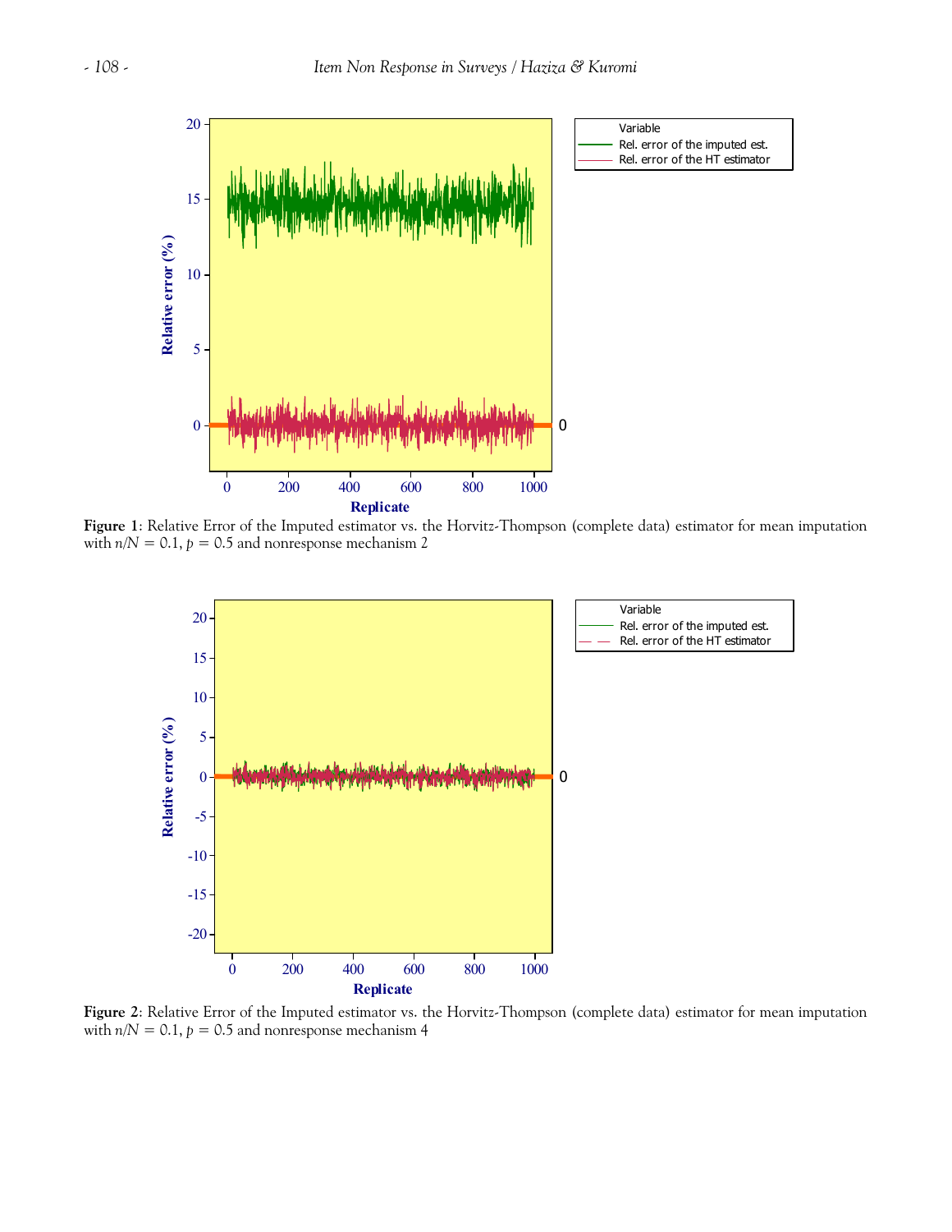**Figure 1**: Relative Error of the Imputed estimator vs. the Horvitz-Thompson (complete data) estimator for mean imputation with $n/N = 0.1$, $p = 0.5$ and nonresponse mechanism 2

**Figure 2**: Relative Error of the Imputed estimator vs. the Horvitz-Thompson (complete data) estimator for mean imputation with $n/N = 0.1$, $p = 0.5$ and nonresponse mechanism 4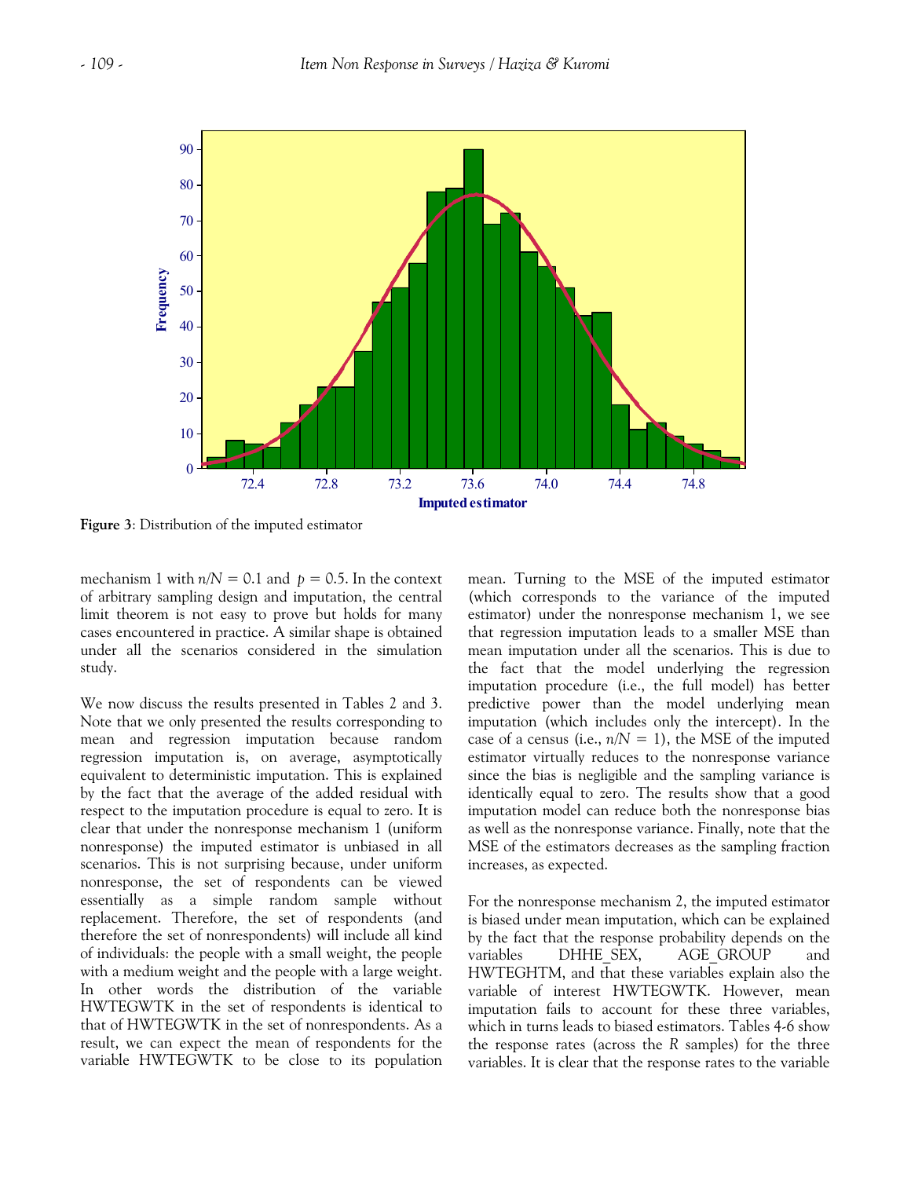**Figure 3**: Distribution of the imputed estimator

mechanism 1 with $n/N = 0.1$ and $p = 0.5$. In the context of arbitrary sampling design and imputation, the central limit theorem is not easy to prove but holds for many cases encountered in practice. A similar shape is obtained under all the scenarios considered in the simulation study.

We now discuss the results presented in Tables 2 and 3. Note that we only presented the results corresponding to mean and regression imputation because random regression imputation is, on average, asymptotically equivalent to deterministic imputation. This is explained by the fact that the average of the added residual with respect to the imputation procedure is equal to zero. It is clear that under the nonresponse mechanism 1 (uniform nonresponse) the imputed estimator is unbiased in all scenarios. This is not surprising because, under uniform nonresponse, the set of respondents can be viewed essentially as a simple random sample without replacement. Therefore, the set of respondents (and therefore the set of nonrespondents) will include all kind of individuals: the people with a small weight, the people with a medium weight and the people with a large weight. In other words the distribution of the variable HWTEGWTK in the set of respondents is identical to that of HWTEGWTK in the set of nonrespondents. As a result, we can expect the mean of respondents for the variable HWTEGWTK to be close to its population mean. Turning to the MSE of the imputed estimator (which corresponds to the variance of the imputed estimator) under the nonresponse mechanism 1, we see that regression imputation leads to a smaller MSE than mean imputation under all the scenarios. This is due to the fact that the model underlying the regression imputation procedure (i.e., the full model) has better predictive power than the model underlying mean imputation (which includes only the intercept). In the case of a census (i.e., $n/N = 1$), the MSE of the imputed estimator virtually reduces to the nonresponse variance since the bias is negligible and the sampling variance is identically equal to zero. The results show that a good imputation model can reduce both the nonresponse bias as well as the nonresponse variance. Finally, note that the MSE of the estimators decreases as the sampling fraction increases, as expected.

For the nonresponse mechanism 2, the imputed estimator is biased under mean imputation, which can be explained by the fact that the response probability depends on the variables DHHE_SEX, AGE_GROUP and HWTEGHTM, and that these variables explain also the variable of interest HWTEGWTK. However, mean imputation fails to account for these three variables, which in turns leads to biased estimators. Tables 4-6 show the response rates (across the $R$ samples) for the three variables. It is clear that the response rates to the variable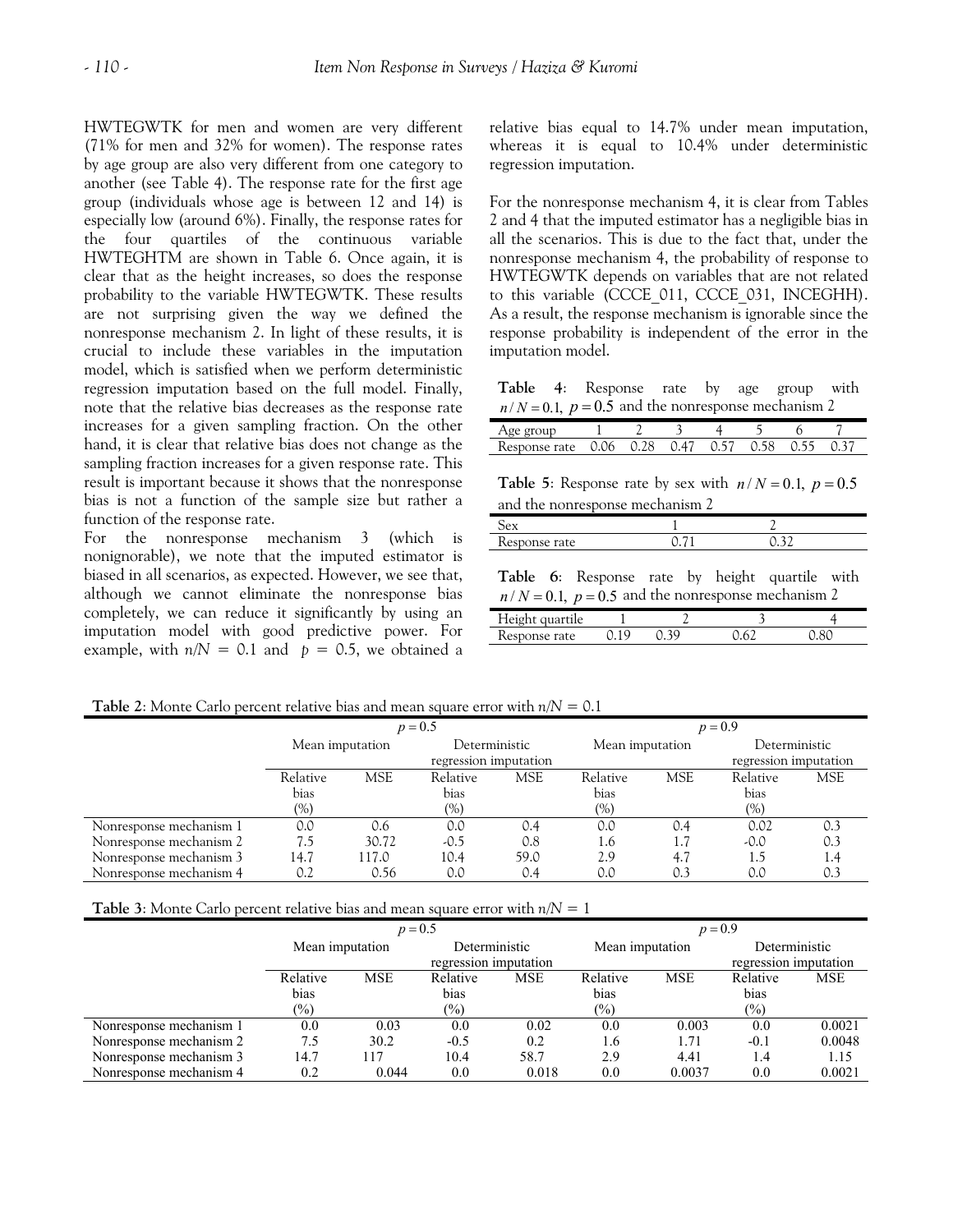HWTEGWTK for men and women are very different (71% for men and 32% for women). The response rates by age group are also very different from one category to another (see Table 4). The response rate for the first age group (individuals whose age is between 12 and 14) is especially low (around 6%). Finally, the response rates for the four quartiles of the continuous variable HWTEGHTM are shown in Table 6. Once again, it is clear that as the height increases, so does the response probability to the variable HWTEGWTK. These results are not surprising given the way we defined the nonresponse mechanism 2. In light of these results, it is crucial to include these variables in the imputation model, which is satisfied when we perform deterministic regression imputation based on the full model. Finally, note that the relative bias decreases as the response rate increases for a given sampling fraction. On the other hand, it is clear that relative bias does not change as the sampling fraction increases for a given response rate. This result is important because it shows that the nonresponse bias is not a function of the sample size but rather a function of the response rate.

For the nonresponse mechanism 3 (which is nonignorable), we note that the imputed estimator is biased in all scenarios, as expected. However, we see that, although we cannot eliminate the nonresponse bias completely, we can reduce it significantly by using an imputation model with good predictive power. For example, with $n/N = 0.1$ and $p = 0.5$, we obtained a relative bias equal to 14.7% under mean imputation, whereas it is equal to 10.4% under deterministic regression imputation.

For the nonresponse mechanism 4, it is clear from Tables 2 and 4 that the imputed estimator has a negligible bias in all the scenarios. This is due to the fact that, under the nonresponse mechanism 4, the probability of response to HWTEGWTK depends on variables that are not related to this variable (CCCE_011, CCCE_031, INCEGHH). As a result, the response mechanism is ignorable since the response probability is independent of the error in the imputation model.

**Table 4**: Response rate by age group with $n/N = 0.1$, $p = 0.5$ and the nonresponse mechanism 2

| Age group | 1 | 2 | 3 | 4 | 5 | 6 | 7 |
|---|---|---|---|---|---|---|---|
| Response rate | 0.06 | 0.28 | 0.47 | 0.57 | 0.58 | 0.55 | 0.37 |

**Table 5**: Response rate by sex with $n/N = 0.1$, $p = 0.5$ and the nonresponse mechanism 2

| Sex | 1 | 2 |
|---|---|---|
| Response rate | 0.71 | 0.32 |

**Table 6**: Response rate by height quartile with $n/N = 0.1$, $p = 0.5$ and the nonresponse mechanism 2

| Height quartile | 1 | 2 | 3 | 4 |
|---|---|---|---|---|
| Response rate | 0.19 | 0.39 | 0.62 | 0.80 |

**Table 2**: Monte Carlo percent relative bias and mean square error with $n/N = 0.1$

| | $p = 0.5$ | | | | $p = 0.9$ | | | |
|---|---|---|---|---|---|---|---|---|
| | Mean imputation | | Deterministic regression imputation | | Mean imputation | | Deterministic regression imputation | |
| | Relative bias (%) | MSE | Relative bias (%) | MSE | Relative bias (%) | MSE | Relative bias (%) | MSE |
| Nonresponse mechanism 1 | 0.0 | 0.6 | 0.0 | 0.4 | 0.0 | 0.4 | 0.02 | 0.3 |
| Nonresponse mechanism 2 | 7.5 | 30.72 | -0.5 | 0.8 | 1.6 | 1.7 | -0.0 | 0.3 |
| Nonresponse mechanism 3 | 14.7 | 117.0 | 10.4 | 59.0 | 2.9 | 4.7 | 1.5 | 1.4 |
| Nonresponse mechanism 4 | 0.2 | 0.56 | 0.0 | 0.4 | 0.0 | 0.3 | 0.0 | 0.3 |

**Table 3**: Monte Carlo percent relative bias and mean square error with $n/N = 1$

| | $p = 0.5$ | | | | $p = 0.9$ | | | |
|---|---|---|---|---|---|---|---|---|
| | Mean imputation | | Deterministic regression imputation | | Mean imputation | | Deterministic regression imputation | |
| | Relative bias (%) | MSE | Relative bias (%) | MSE | Relative bias (%) | MSE | Relative bias (%) | MSE |
| Nonresponse mechanism 1 | 0.0 | 0.03 | 0.0 | 0.02 | 0.0 | 0.003 | 0.0 | 0.0021 |
| Nonresponse mechanism 2 | 7.5 | 30.2 | -0.5 | 0.2 | 1.6 | 1.71 | -0.1 | 0.0048 |
| Nonresponse mechanism 3 | 14.7 | 117 | 10.4 | 58.7 | 2.9 | 4.41 | 1.4 | 1.15 |
| Nonresponse mechanism 4 | 0.2 | 0.044 | 0.0 | 0.018 | 0.0 | 0.0037 | 0.0 | 0.0021 |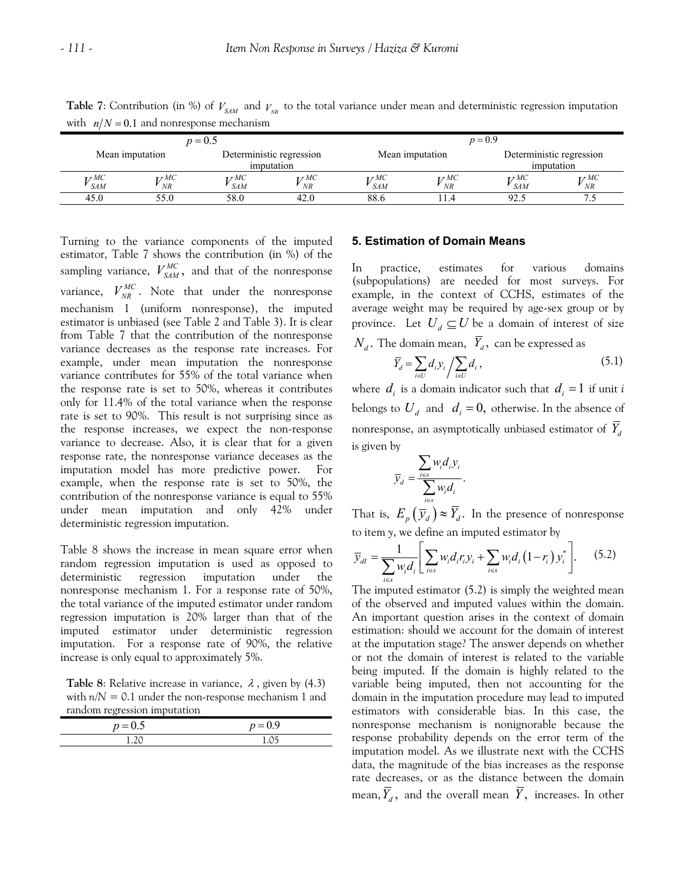**Table 7**: Contribution (in %) of $V_{SAM}$ and $V_{NR}$ to the total variance under mean and deterministic regression imputation with $n/N = 0.1$ and nonresponse mechanism

| $p = 0.5$ | | | | $p = 0.9$ | | | |
|---|---|---|---|---|---|---|---|
| Mean imputation | | Deterministic regression imputation | | Mean imputation | | Deterministic regression imputation | |
| $V_{SAM}^{MC}$ | $V_{NR}^{MC}$ | $V_{SAM}^{MC}$ | $V_{NR}^{MC}$ | $V_{SAM}^{MC}$ | $V_{NR}^{MC}$ | $V_{SAM}^{MC}$ | $V_{NR}^{MC}$ |
| 45.0 | 55.0 | 58.0 | 42.0 | 88.6 | 11.4 | 92.5 | 7.5 |

Turning to the variance components of the imputed estimator, Table 7 shows the contribution (in %) of the sampling variance, $V_{SAM}^{MC}$, and that of the nonresponse variance, $V_{NR}^{MC}$. Note that under the nonresponse mechanism 1 (uniform nonresponse), the imputed estimator is unbiased (see Table 2 and Table 3). It is clear from Table 7 that the contribution of the nonresponse variance decreases as the response rate increases. For example, under mean imputation the nonresponse variance contributes for 55% of the total variance when the response rate is set to 50%, whereas it contributes only for 11.4% of the total variance when the response rate is set to 90%. This result is not surprising since as the response increases, we expect the non-response variance to decrease. Also, it is clear that for a given response rate, the nonresponse variance deceases as the imputation model has more predictive power. For example, when the response rate is set to 50%, the contribution of the nonresponse variance is equal to 55% under mean imputation and only 42% under deterministic regression imputation.

Table 8 shows the increase in mean square error when random regression imputation is used as opposed to deterministic regression imputation under the nonresponse mechanism 1. For a response rate of 50%, the total variance of the imputed estimator under random regression imputation is 20% larger than that of the imputed estimator under deterministic regression imputation. For a response rate of 90%, the relative increase is only equal to approximately 5%.

**Table 8**: Relative increase in variance, $\lambda$, given by (4.3) with $n/N = 0.1$ under the non-response mechanism 1 and random regression imputation

| $p = 0.5$ | $p = 0.9$ |
|---|---|
| 1.20 | 1.05 |

## 5. Estimation of Domain Means

In practice, estimates for various domains (subpopulations) are needed for most surveys. For example, in the context of CCHS, estimates of the average weight may be required by age-sex group or by province. Let $U_d \subseteq U$ be a domain of interest of size $N_d$. The domain mean, $\overline{Y}_d$, can be expressed as

$$\overline{Y}_d = \sum_{i \in U} d_i y_i \Big/ \sum_{i \in U} d_i, \tag{5.1}$$

where $d_i$ is a domain indicator such that $d_i = 1$ if unit $i$ belongs to $U_d$ and $d_i = 0$, otherwise. In the absence of nonresponse, an asymptotically unbiased estimator of $\overline{Y}_d$ is given by

$$\overline{y}_d = \frac{\sum_{i \in s} w_i d_i y_i}{\sum_{i \in s} w_i d_i}.$$

That is, $E_p(\overline{y}_d) \approx \overline{Y}_d$. In the presence of nonresponse to item $y$, we define an imputed estimator by

$$\overline{y}_{dI} = \frac{1}{\sum_{i \in s} w_i d_i} \left[ \sum_{i \in s} w_i d_i r_i y_i + \sum_{i \in s} w_i d_i (1 - r_i) y_i^* \right]. \tag{5.2}$$

The imputed estimator (5.2) is simply the weighted mean of the observed and imputed values within the domain. An important question arises in the context of domain estimation: should we account for the domain of interest at the imputation stage? The answer depends on whether or not the domain of interest is related to the variable being imputed. If the domain is highly related to the variable being imputed, then not accounting for the domain in the imputation procedure may lead to imputed estimators with considerable bias. In this case, the nonresponse mechanism is nonignorable because the response probability depends on the error term of the imputation model. As we illustrate next with the CCHS data, the magnitude of the bias increases as the response rate decreases, or as the distance between the domain mean, $\overline{Y}_d$, and the overall mean $\overline{Y}$, increases. In other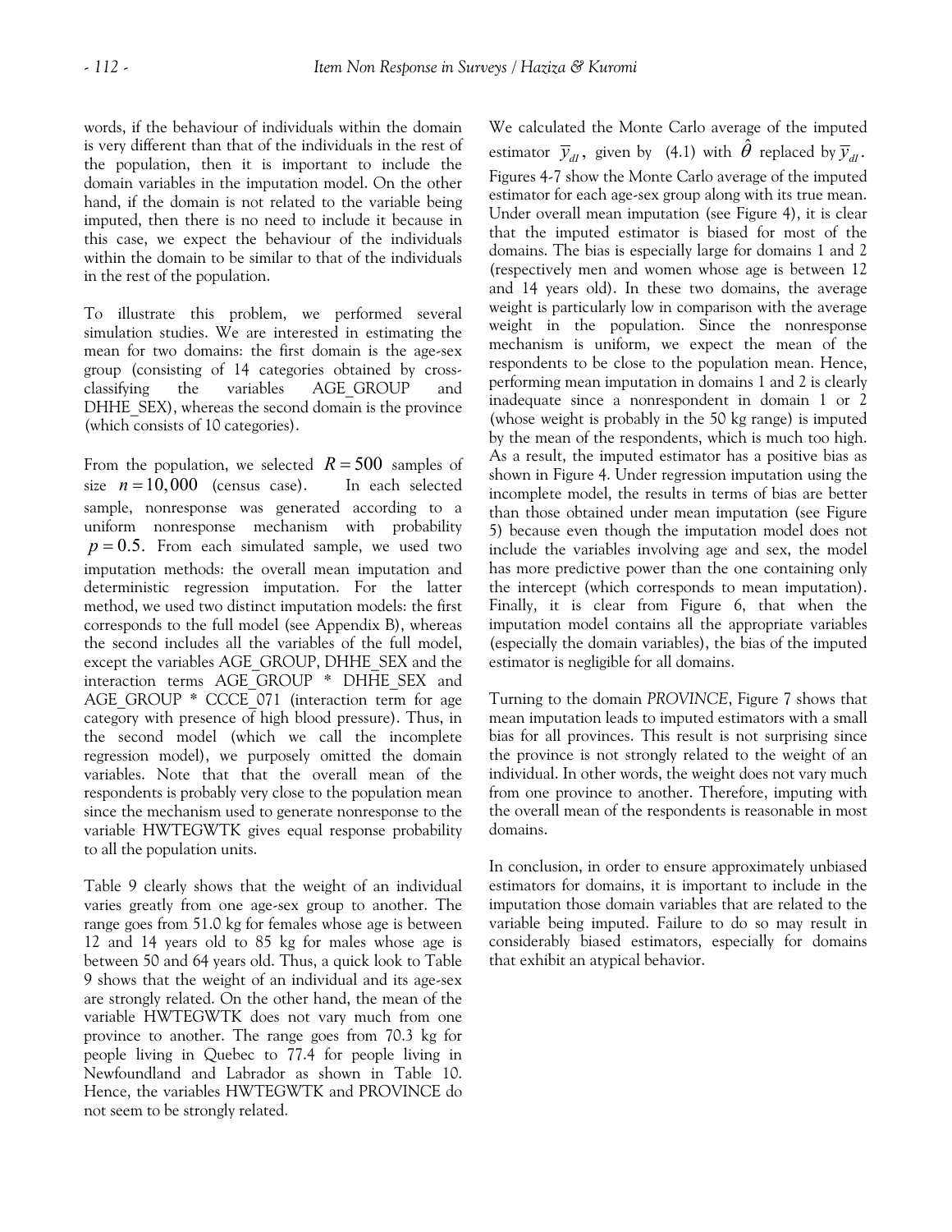words, if the behaviour of individuals within the domain is very different than that of the individuals in the rest of the population, then it is important to include the domain variables in the imputation model. On the other hand, if the domain is not related to the variable being imputed, then there is no need to include it because in this case, we expect the behaviour of the individuals within the domain to be similar to that of the individuals in the rest of the population.

To illustrate this problem, we performed several simulation studies. We are interested in estimating the mean for two domains: the first domain is the age-sex group (consisting of 14 categories obtained by cross-classifying the variables AGE_GROUP and DHHE_SEX), whereas the second domain is the province (which consists of 10 categories).

From the population, we selected $R = 500$ samples of size $n = 10,000$ (census case). In each selected sample, nonresponse was generated according to a uniform nonresponse mechanism with probability $p = 0.5$. From each simulated sample, we used two imputation methods: the overall mean imputation and deterministic regression imputation. For the latter method, we used two distinct imputation models: the first corresponds to the full model (see Appendix B), whereas the second includes all the variables of the full model, except the variables AGE_GROUP, DHHE_SEX and the interaction terms AGE_GROUP * DHHE_SEX and AGE_GROUP * CCCE_071 (interaction term for age category with presence of high blood pressure). Thus, in the second model (which we call the incomplete regression model), we purposely omitted the domain variables. Note that that the overall mean of the respondents is probably very close to the population mean since the mechanism used to generate nonresponse to the variable HWTEGWTK gives equal response probability to all the population units.

Table 9 clearly shows that the weight of an individual varies greatly from one age-sex group to another. The range goes from 51.0 kg for females whose age is between 12 and 14 years old to 85 kg for males whose age is between 50 and 64 years old. Thus, a quick look to Table 9 shows that the weight of an individual and its age-sex are strongly related. On the other hand, the mean of the variable HWTEGWTK does not vary much from one province to another. The range goes from 70.3 kg for people living in Quebec to 77.4 for people living in Newfoundland and Labrador as shown in Table 10. Hence, the variables HWTEGWTK and PROVINCE do not seem to be strongly related.

We calculated the Monte Carlo average of the imputed estimator $\bar{y}_{dI}$, given by (4.1) with $\hat{\theta}$ replaced by $\bar{y}_{dI}$. Figures 4-7 show the Monte Carlo average of the imputed estimator for each age-sex group along with its true mean. Under overall mean imputation (see Figure 4), it is clear that the imputed estimator is biased for most of the domains. The bias is especially large for domains 1 and 2 (respectively men and women whose age is between 12 and 14 years old). In these two domains, the average weight is particularly low in comparison with the average weight in the population. Since the nonresponse mechanism is uniform, we expect the mean of the respondents to be close to the population mean. Hence, performing mean imputation in domains 1 and 2 is clearly inadequate since a nonrespondent in domain 1 or 2 (whose weight is probably in the 50 kg range) is imputed by the mean of the respondents, which is much too high. As a result, the imputed estimator has a positive bias as shown in Figure 4. Under regression imputation using the incomplete model, the results in terms of bias are better than those obtained under mean imputation (see Figure 5) because even though the imputation model does not include the variables involving age and sex, the model has more predictive power than the one containing only the intercept (which corresponds to mean imputation). Finally, it is clear from Figure 6, that when the imputation model contains all the appropriate variables (especially the domain variables), the bias of the imputed estimator is negligible for all domains.

Turning to the domain *PROVINCE*, Figure 7 shows that mean imputation leads to imputed estimators with a small bias for all provinces. This result is not surprising since the province is not strongly related to the weight of an individual. In other words, the weight does not vary much from one province to another. Therefore, imputing with the overall mean of the respondents is reasonable in most domains.

In conclusion, in order to ensure approximately unbiased estimators for domains, it is important to include in the imputation those domain variables that are related to the variable being imputed. Failure to do so may result in considerably biased estimators, especially for domains that exhibit an atypical behavior.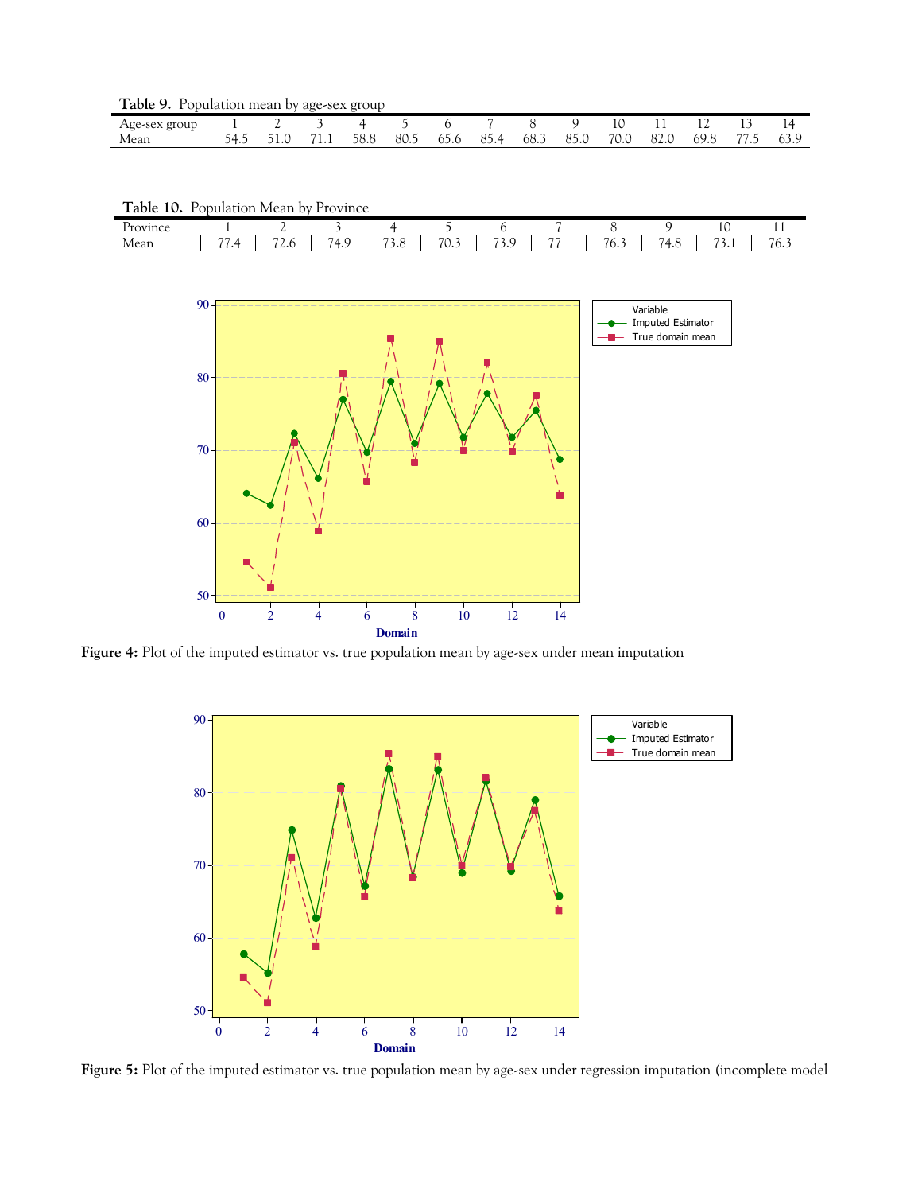**Table 9.** Population mean by age-sex group

| Age-sex group | 1 | 2 | 3 | 4 | 5 | 6 | 7 | 8 | 9 | 10 | 11 | 12 | 13 | 14 |
|---|---|---|---|---|---|---|---|---|---|---|---|---|---|---|
| Mean | 54.5 | 51.0 | 71.1 | 58.8 | 80.5 | 65.6 | 85.4 | 68.3 | 85.0 | 70.0 | 82.0 | 69.8 | 77.5 | 63.9 |

**Table 10.** Population Mean by Province

| Province | 1 | 2 | 3 | 4 | 5 | 6 | 7 | 8 | 9 | 10 | 11 |
|---|---|---|---|---|---|---|---|---|---|---|---|
| Mean | 77.4 | 72.6 | 74.9 | 73.8 | 70.3 | 73.9 | 77 | 76.3 | 74.8 | 73.1 | 76.3 |

**Figure 4:** Plot of the imputed estimator vs. true population mean by age-sex under mean imputation

**Figure 5:** Plot of the imputed estimator vs. true population mean by age-sex under regression imputation (incomplete model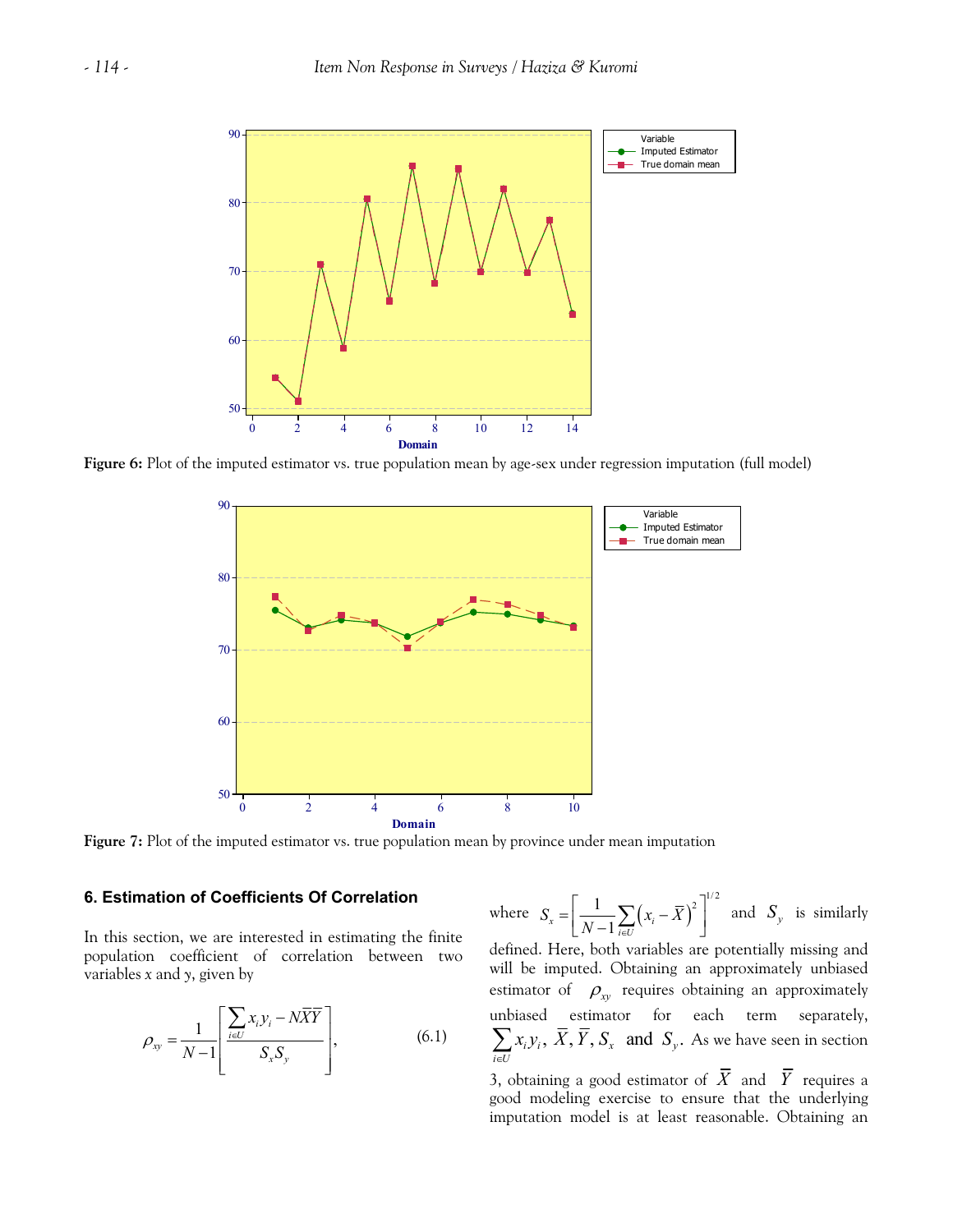Figure 6: Plot of the imputed estimator vs. true population mean by age-sex under regression imputation (full model)

Figure 7: Plot of the imputed estimator vs. true population mean by province under mean imputation

## 6. Estimation of Coefficients Of Correlation

In this section, we are interested in estimating the finite population coefficient of correlation between two variables *x* and *y*, given by

$$\rho_{xy} = \frac{1}{N-1}\left[\frac{\sum_{i \in U} x_i y_i - N\bar{X}\bar{Y}}{S_x S_y}\right], \tag{6.1}$$

where $S_x = \left[\frac{1}{N-1}\sum_{i \in U}\left(x_i - \bar{X}\right)^2\right]^{1/2}$ and $S_y$ is similarly defined. Here, both variables are potentially missing and will be imputed. Obtaining an approximately unbiased estimator of $\rho_{xy}$ requires obtaining an approximately unbiased estimator for each term separately, $\sum_{i \in U} x_i y_i$, $\bar{X}, \bar{Y}, S_x$ and $S_y$. As we have seen in section 3, obtaining a good estimator of $\bar{X}$ and $\bar{Y}$ requires a good modeling exercise to ensure that the underlying imputation model is at least reasonable. Obtaining an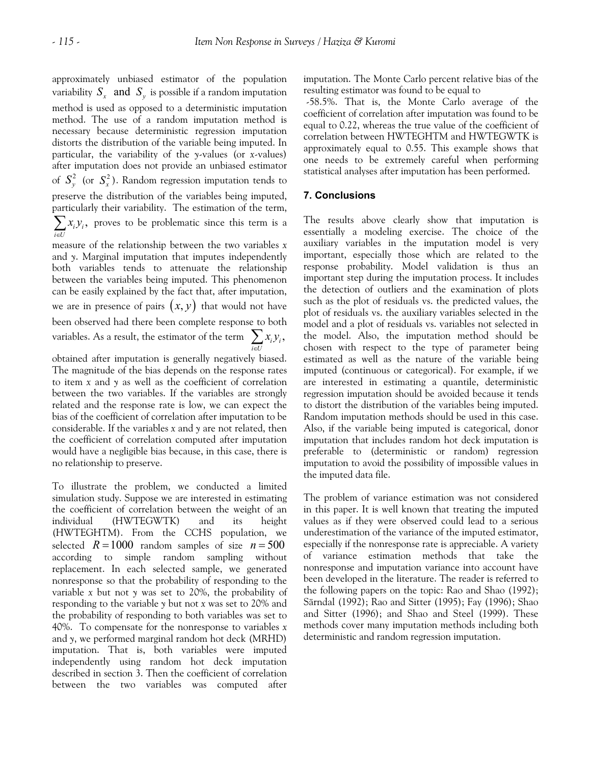approximately unbiased estimator of the population variability $S_x$ and $S_y$ is possible if a random imputation method is used as opposed to a deterministic imputation method. The use of a random imputation method is necessary because deterministic regression imputation distorts the distribution of the variable being imputed. In particular, the variability of the *y*-values (or *x*-values) after imputation does not provide an unbiased estimator of $S_y^2$ (or $S_x^2$). Random regression imputation tends to preserve the distribution of the variables being imputed, particularly their variability. The estimation of the term, $\sum_{i \in U} x_i y_i$, proves to be problematic since this term is a measure of the relationship between the two variables *x* and *y*. Marginal imputation that imputes independently both variables tends to attenuate the relationship between the variables being imputed. This phenomenon can be easily explained by the fact that, after imputation, we are in presence of pairs $(x, y)$ that would not have been observed had there been complete response to both variables. As a result, the estimator of the term $\sum_{i \in U} x_i y_i$, obtained after imputation is generally negatively biased. The magnitude of the bias depends on the response rates to item *x* and *y* as well as the coefficient of correlation between the two variables. If the variables are strongly related and the response rate is low, we can expect the bias of the coefficient of correlation after imputation to be considerable. If the variables *x* and *y* are not related, then the coefficient of correlation computed after imputation would have a negligible bias because, in this case, there is no relationship to preserve.

To illustrate the problem, we conducted a limited simulation study. Suppose we are interested in estimating the coefficient of correlation between the weight of an individual (HWTEGWTK) and its height (HWTEGHTM). From the CCHS population, we selected $R = 1000$ random samples of size $n = 500$ according to simple random sampling without replacement. In each selected sample, we generated nonresponse so that the probability of responding to the variable *x* but not *y* was set to 20%, the probability of responding to the variable *y* but not *x* was set to 20% and the probability of responding to both variables was set to 40%. To compensate for the nonresponse to variables *x* and *y*, we performed marginal random hot deck (MRHD) imputation. That is, both variables were imputed independently using random hot deck imputation described in section 3. Then the coefficient of correlation between the two variables was computed after imputation. The Monte Carlo percent relative bias of the resulting estimator was found to be equal to -58.5%. That is, the Monte Carlo average of the coefficient of correlation after imputation was found to be equal to 0.22, whereas the true value of the coefficient of correlation between HWTEGHTM and HWTEGWTK is approximately equal to 0.55. This example shows that one needs to be extremely careful when performing statistical analyses after imputation has been performed.

## 7. Conclusions

The results above clearly show that imputation is essentially a modeling exercise. The choice of the auxiliary variables in the imputation model is very important, especially those which are related to the response probability. Model validation is thus an important step during the imputation process. It includes the detection of outliers and the examination of plots such as the plot of residuals vs. the predicted values, the plot of residuals vs. the auxiliary variables selected in the model and a plot of residuals vs. variables not selected in the model. Also, the imputation method should be chosen with respect to the type of parameter being estimated as well as the nature of the variable being imputed (continuous or categorical). For example, if we are interested in estimating a quantile, deterministic regression imputation should be avoided because it tends to distort the distribution of the variables being imputed. Random imputation methods should be used in this case. Also, if the variable being imputed is categorical, donor imputation that includes random hot deck imputation is preferable to (deterministic or random) regression imputation to avoid the possibility of impossible values in the imputed data file.

The problem of variance estimation was not considered in this paper. It is well known that treating the imputed values as if they were observed could lead to a serious underestimation of the variance of the imputed estimator, especially if the nonresponse rate is appreciable. A variety of variance estimation methods that take the nonresponse and imputation variance into account have been developed in the literature. The reader is referred to the following papers on the topic: Rao and Shao (1992); Särndal (1992); Rao and Sitter (1995); Fay (1996); Shao and Sitter (1996); and Shao and Steel (1999). These methods cover many imputation methods including both deterministic and random regression imputation.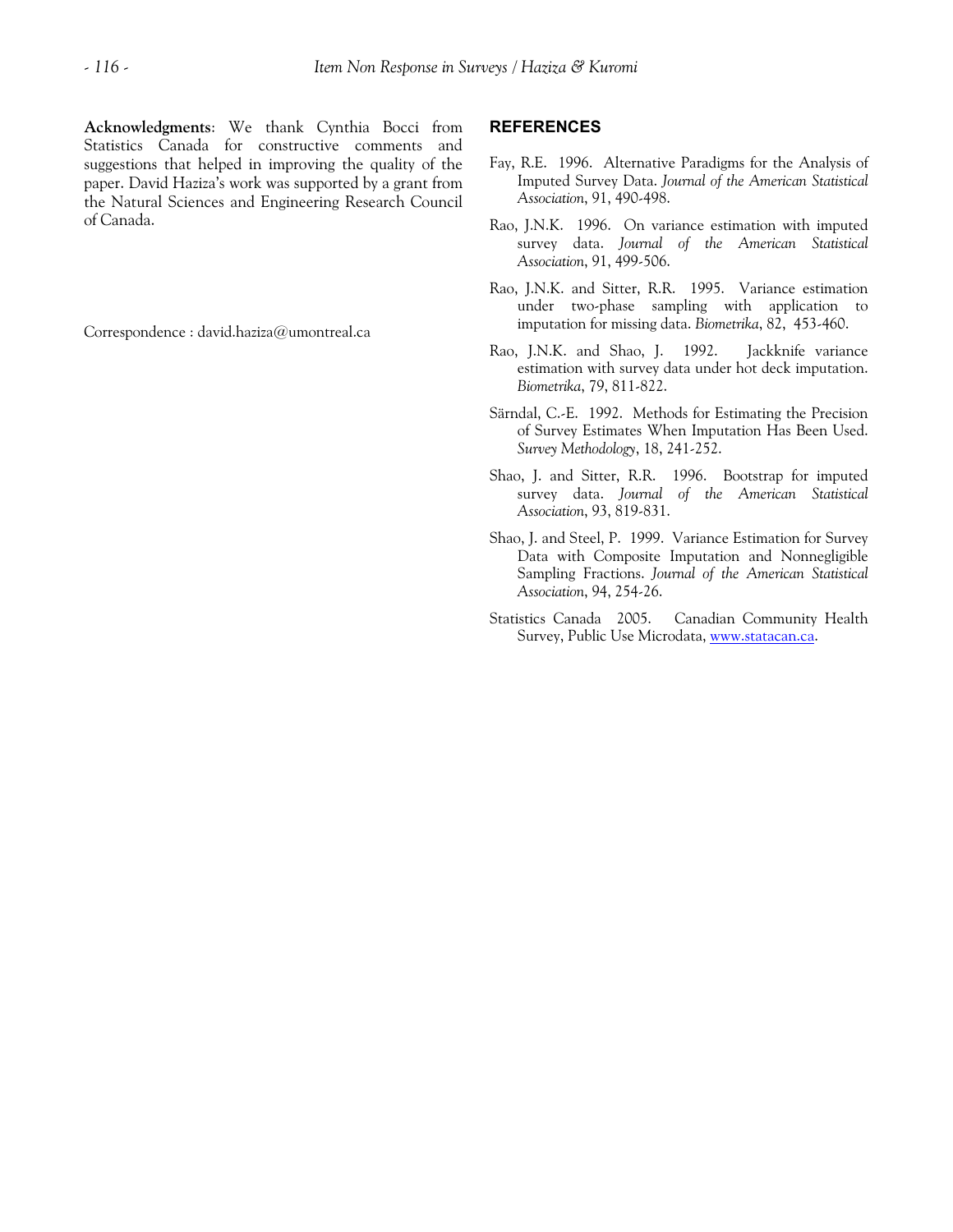**Acknowledgments**: We thank Cynthia Bocci from Statistics Canada for constructive comments and suggestions that helped in improving the quality of the paper. David Haziza's work was supported by a grant from the Natural Sciences and Engineering Research Council of Canada.

Correspondence : david.haziza@umontreal.ca

## REFERENCES

Fay, R.E. 1996. Alternative Paradigms for the Analysis of Imputed Survey Data. *Journal of the American Statistical Association*, 91, 490-498.

Rao, J.N.K. 1996. On variance estimation with imputed survey data. *Journal of the American Statistical Association*, 91, 499-506.

Rao, J.N.K. and Sitter, R.R. 1995. Variance estimation under two-phase sampling with application to imputation for missing data. *Biometrika*, 82, 453-460.

Rao, J.N.K. and Shao, J. 1992. Jackknife variance estimation with survey data under hot deck imputation. *Biometrika*, 79, 811-822.

Särndal, C.-E. 1992. Methods for Estimating the Precision of Survey Estimates When Imputation Has Been Used. *Survey Methodology*, 18, 241-252.

Shao, J. and Sitter, R.R. 1996. Bootstrap for imputed survey data. *Journal of the American Statistical Association*, 93, 819-831.

Shao, J. and Steel, P. 1999. Variance Estimation for Survey Data with Composite Imputation and Nonnegligible Sampling Fractions. *Journal of the American Statistical Association*, 94, 254-26.

Statistics Canada 2005. Canadian Community Health Survey, Public Use Microdata, www.statacan.ca.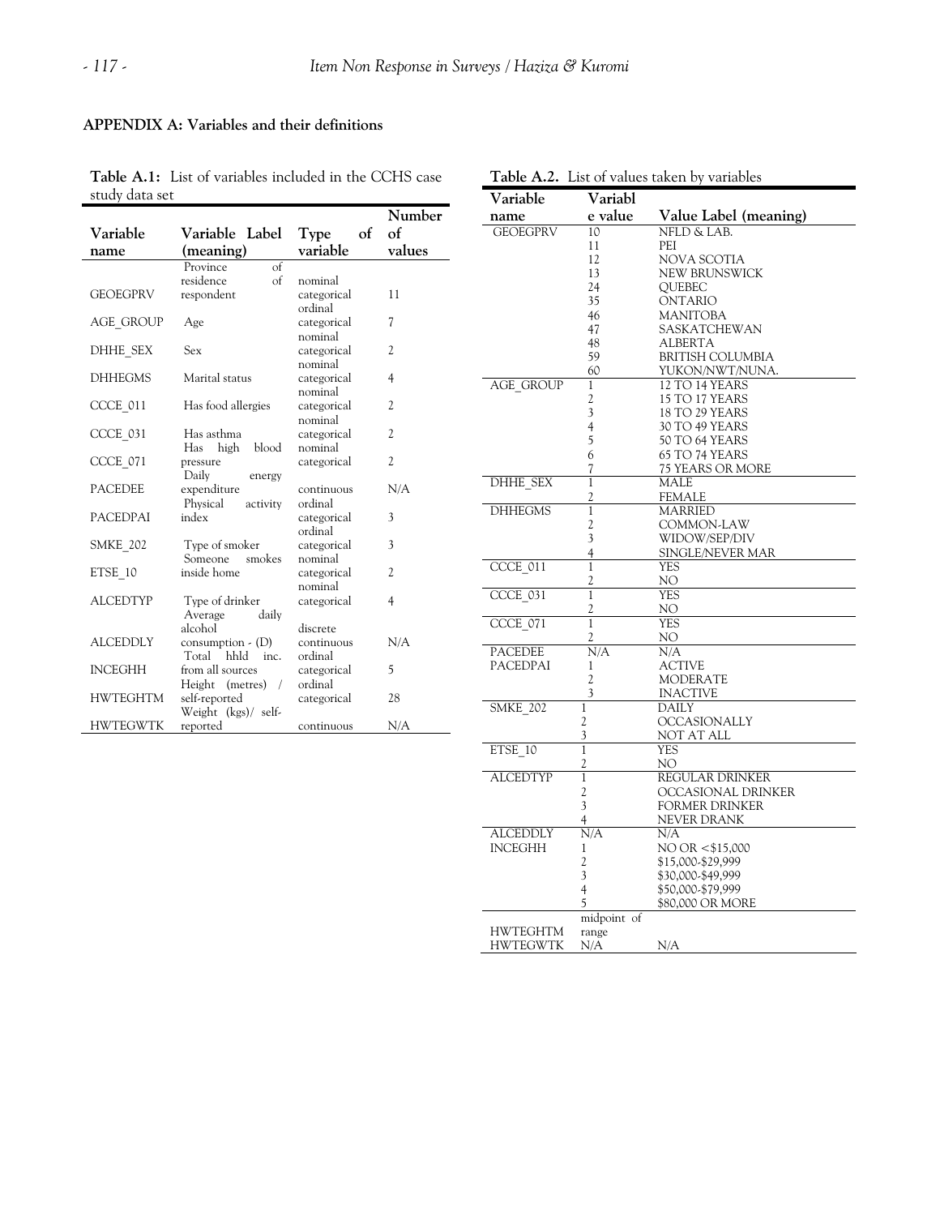**APPENDIX A: Variables and their definitions**

**Table A.1:** List of variables included in the CCHS case study data set

| Variable name | Variable Label (meaning) | Type of variable | Number of values |
|---|---|---|---|
| GEOEGPRV | Province of residence of respondent | nominal categorical | 11 |
| AGE_GROUP | Age | ordinal categorical | 7 |
| DHHE_SEX | Sex | nominal categorical | 2 |
| DHHEGMS | Marital status | nominal categorical | 4 |
| CCCE_011 | Has food allergies | nominal categorical | 2 |
| CCCE_031 | Has asthma | nominal categorical | 2 |
| CCCE_071 | Has high blood pressure | nominal categorical | 2 |
| PACEDEE | Daily energy expenditure | continuous | N/A |
| PACEDPAI | Physical activity index | ordinal categorical | 3 |
| SMKE_202 | Type of smoker | ordinal categorical | 3 |
| ETSE_10 | Someone smokes inside home | nominal categorical | 2 |
| ALCEDTYP | Type of drinker | nominal categorical | 4 |
| ALCEDDLY | Average daily alcohol consumption - (D) | discrete continuous | N/A |
| INCEGHH | Total hhld inc. from all sources | ordinal categorical | 5 |
| HWTEGHTM | Height (metres) / self-reported | ordinal categorical | 28 |
| HWTEGWTK | Weight (kgs)/ self-reported | continuous | N/A |

**Table A.2.** List of values taken by variables

| Variable name | Variable value | Value Label (meaning) |
|---|---|---|
| GEOEGPRV | 10 | NFLD & LAB. |
| | 11 | PEI |
| | 12 | NOVA SCOTIA |
| | 13 | NEW BRUNSWICK |
| | 24 | QUEBEC |
| | 35 | ONTARIO |
| | 46 | MANITOBA |
| | 47 | SASKATCHEWAN |
| | 48 | ALBERTA |
| | 59 | BRITISH COLUMBIA |
| | 60 | YUKON/NWT/NUNA. |
| AGE_GROUP | 1 | 12 TO 14 YEARS |
| | 2 | 15 TO 17 YEARS |
| | 3 | 18 TO 29 YEARS |
| | 4 | 30 TO 49 YEARS |
| | 5 | 50 TO 64 YEARS |
| | 6 | 65 TO 74 YEARS |
| | 7 | 75 YEARS OR MORE |
| DHHE_SEX | 1 | MALE |
| | 2 | FEMALE |
| DHHEGMS | 1 | MARRIED |
| | 2 | COMMON-LAW |
| | 3 | WIDOW/SEP/DIV |
| | 4 | SINGLE/NEVER MAR |
| CCCE_011 | 1 | YES |
| | 2 | NO |
| CCCE_031 | 1 | YES |
| | 2 | NO |
| CCCE_071 | 1 | YES |
| | 2 | NO |
| PACEDEE | N/A | N/A |
| PACEDPAI | 1 | ACTIVE |
| | 2 | MODERATE |
| | 3 | INACTIVE |
| SMKE_202 | 1 | DAILY |
| | 2 | OCCASIONALLY |
| | 3 | NOT AT ALL |
| ETSE_10 | 1 | YES |
| | 2 | NO |
| ALCEDTYP | 1 | REGULAR DRINKER |
| | 2 | OCCASIONAL DRINKER |
| | 3 | FORMER DRINKER |
| | 4 | NEVER DRANK |
| ALCEDDLY | N/A | N/A |
| INCEGHH | 1 | NO OR <$15,000 |
| | 2 | $15,000-$29,999 |
| | 3 | $30,000-$49,999 |
| | 4 | $50,000-$79,999 |
| | 5 | $80,000 OR MORE |
| HWTEGHTM | midpoint of range | |
| HWTEGWTK | N/A | N/A |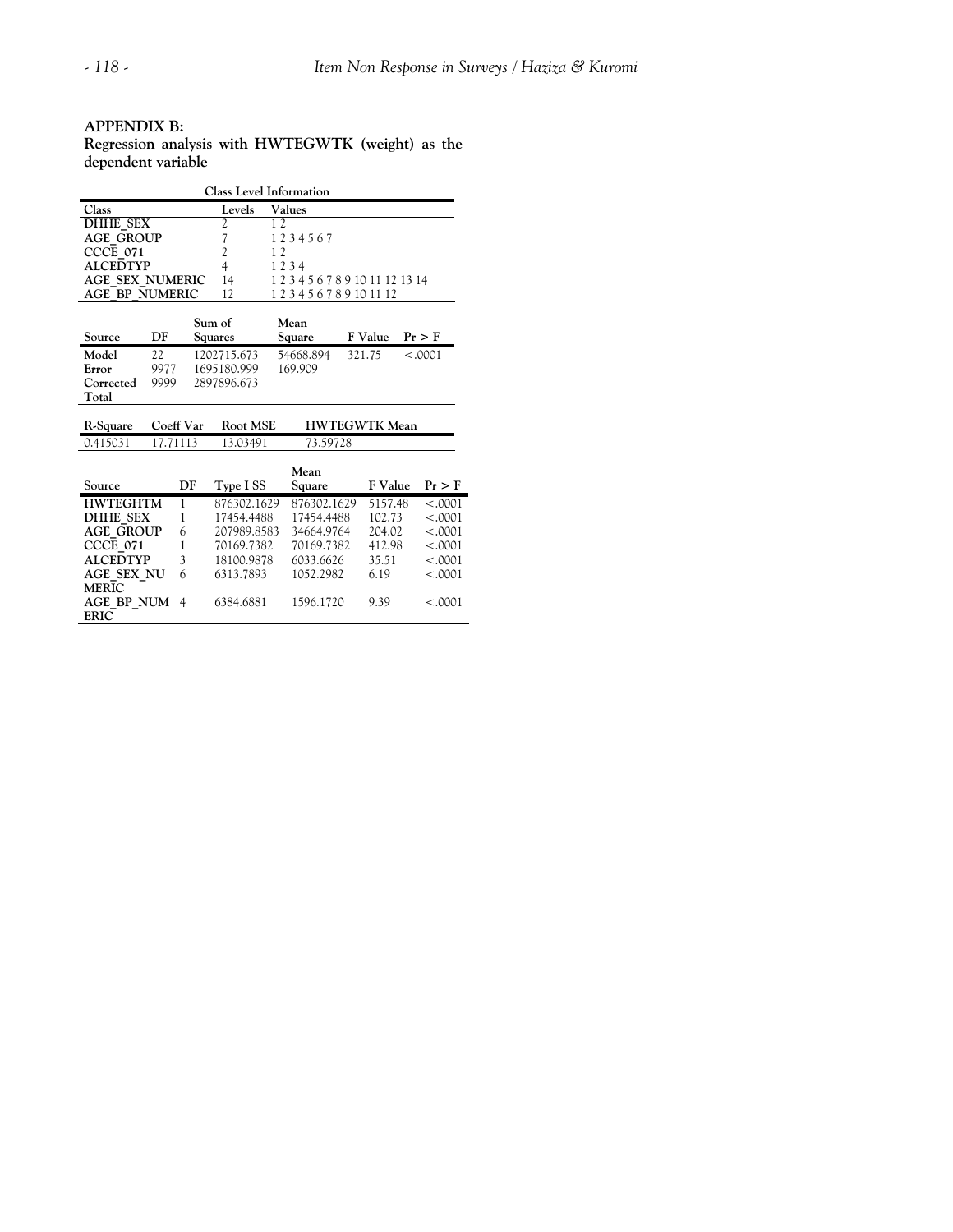## APPENDIX B:

**Regression analysis with HWTEGWTK (weight) as the dependent variable**

**Class Level Information**

| Class | Levels | Values |
|---|---|---|
| **DHHE_SEX** | 2 | 1 2 |
| **AGE_GROUP** | 7 | 1 2 3 4 5 6 7 |
| **CCCE_071** | 2 | 1 2 |
| **ALCEDTYP** | 4 | 1 2 3 4 |
| **AGE_SEX_NUMERIC** | 14 | 1 2 3 4 5 6 7 8 9 10 11 12 13 14 |
| **AGE_BP_NUMERIC** | 12 | 1 2 3 4 5 6 7 8 9 10 11 12 |

| Source | DF | Sum of Squares | Mean Square | F Value | Pr > F |
|---|---|---|---|---|---|
| **Model** | 22 | 1202715.673 | 54668.894 | 321.75 | <.0001 |
| **Error** | 9977 | 1695180.999 | 169.909 | | |
| **Corrected Total** | 9999 | 2897896.673 | | | |

| R-Square | Coeff Var | Root MSE | HWTEGWTK Mean |
|---|---|---|---|
| 0.415031 | 17.71113 | 13.03491 | 73.59728 |

| Source | DF | Type I SS | Mean Square | F Value | Pr > F |
|---|---|---|---|---|---|
| **HWTEGHTM** | 1 | 876302.1629 | 876302.1629 | 5157.48 | <.0001 |
| **DHHE_SEX** | 1 | 17454.4488 | 17454.4488 | 102.73 | <.0001 |
| **AGE_GROUP** | 6 | 207989.8583 | 34664.9764 | 204.02 | <.0001 |
| **CCCE_071** | 1 | 70169.7382 | 70169.7382 | 412.98 | <.0001 |
| **ALCEDTYP** | 3 | 18100.9878 | 6033.6626 | 35.51 | <.0001 |
| **AGE_SEX_NUMERIC** | 6 | 6313.7893 | 1052.2982 | 6.19 | <.0001 |
| **AGE_BP_NUMERIC** | 4 | 6384.6881 | 1596.1720 | 9.39 | <.0001 |